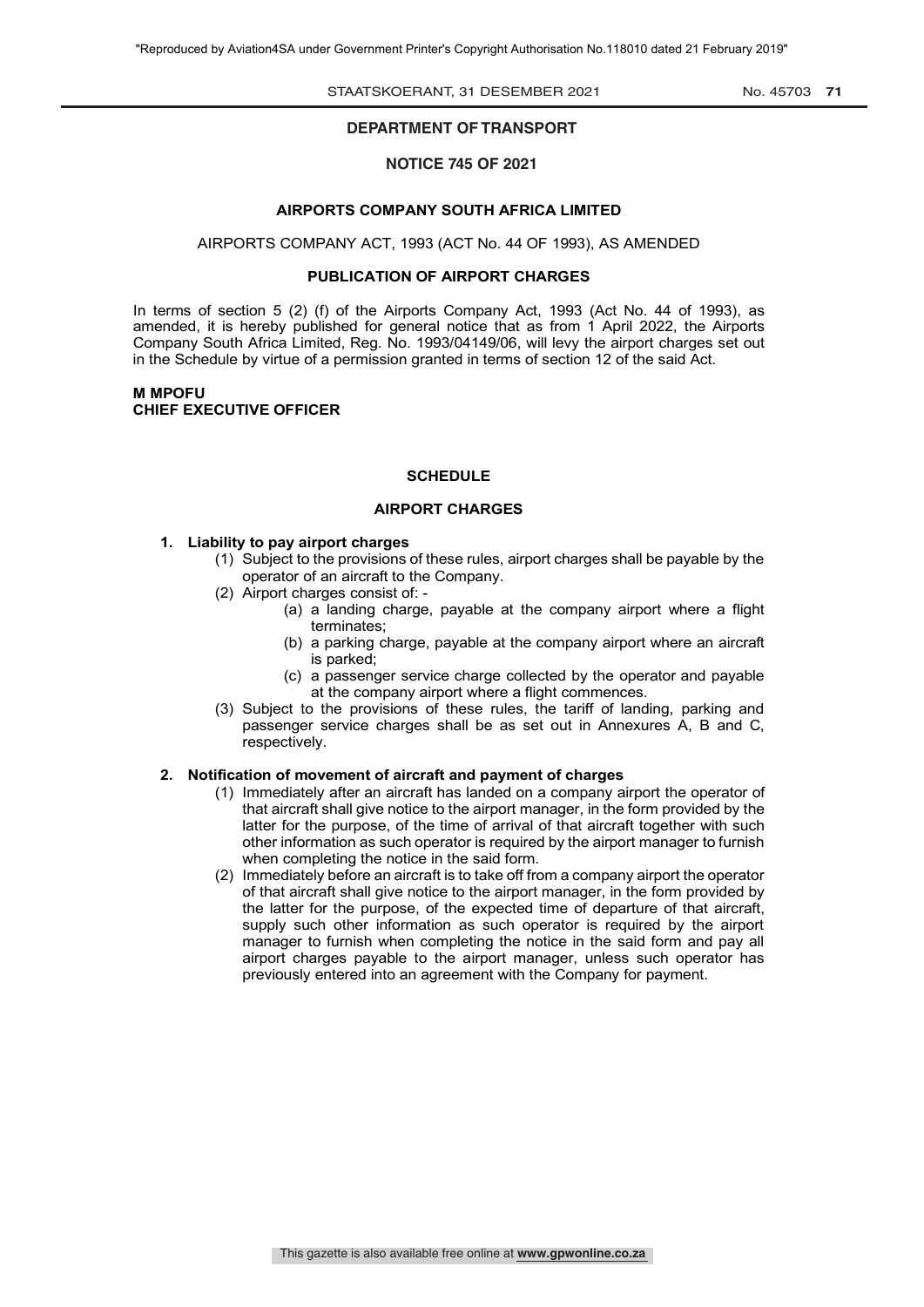## DEPARTMENT OF TRANSPORT

### NOTICE 745 OF 2021

### AIRPORTS COMPANY SOUTH AFRICA LIMITED

AIRPORTS COMPANY ACT, 1993 (ACT No. 44 OF 1993), AS AMENDED

### PUBLICATION OF AIRPORT CHARGES

In terms of section 5 (2) (f) of the Airports Company Act, 1993 (Act No. 44 of 1993), as amended, it is hereby published for general notice that as from 1 April 2022, the Airports Company South Africa Limited, Reg. No. 1993/04149/06, will levy the airport charges set out in the Schedule by virtue of a permission granted in terms of section 12 of the said Act.

**M MPOFU**
**CHIEF EXECUTIVE OFFICER**

## SCHEDULE

## AIRPORT CHARGES

**1. Liability to pay airport charges**

(1) Subject to the provisions of these rules, airport charges shall be payable by the operator of an aircraft to the Company.

(2) Airport charges consist of: -

(a) a landing charge, payable at the company airport where a flight terminates;

(b) a parking charge, payable at the company airport where an aircraft is parked;

(c) a passenger service charge collected by the operator and payable at the company airport where a flight commences.

(3) Subject to the provisions of these rules, the tariff of landing, parking and passenger service charges shall be as set out in Annexures A, B and C, respectively.

**2. Notification of movement of aircraft and payment of charges**

(1) Immediately after an aircraft has landed on a company airport the operator of that aircraft shall give notice to the airport manager, in the form provided by the latter for the purpose, of the time of arrival of that aircraft together with such other information as such operator is required by the airport manager to furnish when completing the notice in the said form.

(2) Immediately before an aircraft is to take off from a company airport the operator of that aircraft shall give notice to the airport manager, in the form provided by the latter for the purpose, of the expected time of departure of that aircraft, supply such other information as such operator is required by the airport manager to furnish when completing the notice in the said form and pay all airport charges payable to the airport manager, unless such operator has previously entered into an agreement with the Company for payment.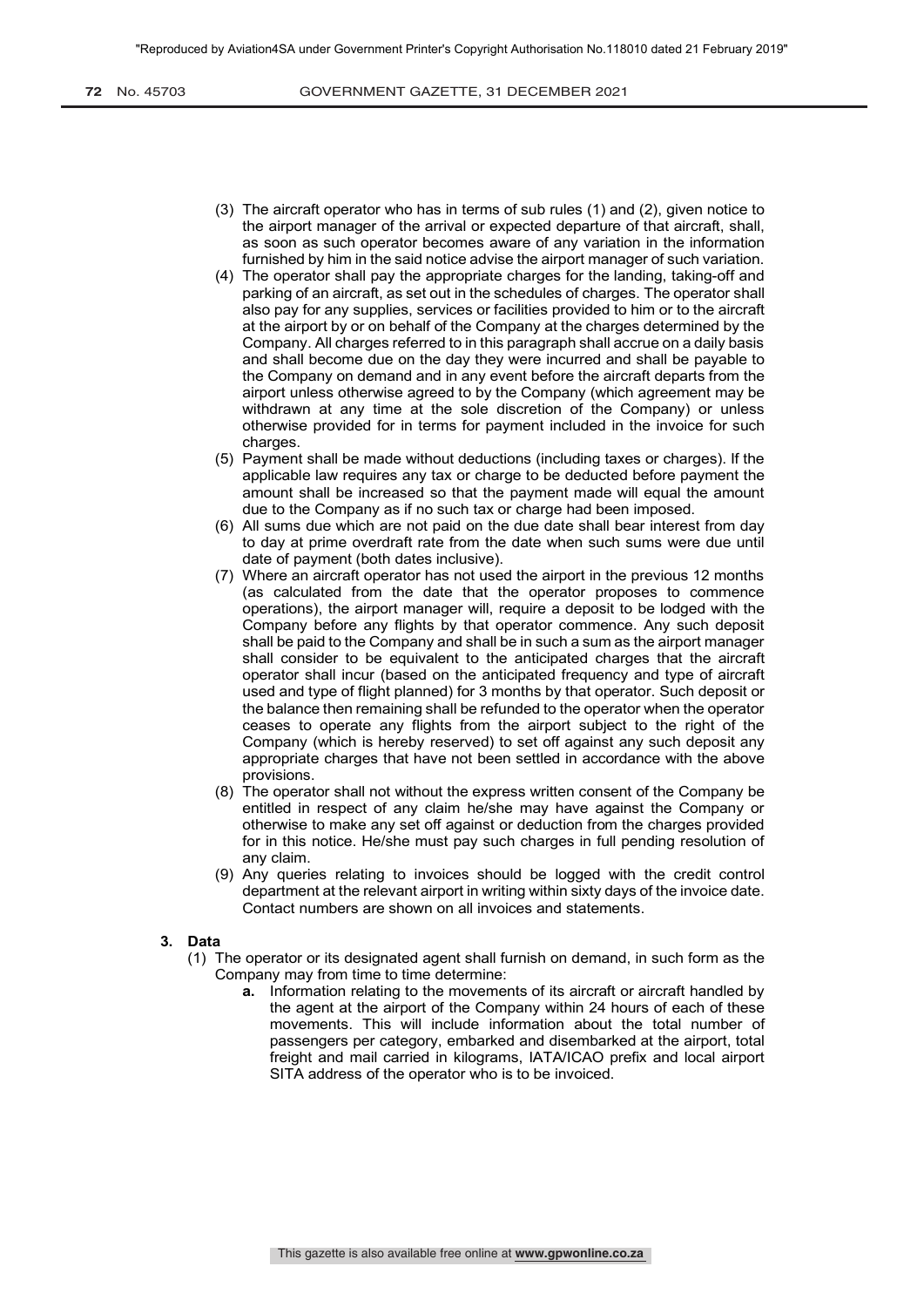(3) The aircraft operator who has in terms of sub rules (1) and (2), given notice to the airport manager of the arrival or expected departure of that aircraft, shall, as soon as such operator becomes aware of any variation in the information furnished by him in the said notice advise the airport manager of such variation.

(4) The operator shall pay the appropriate charges for the landing, taking-off and parking of an aircraft, as set out in the schedules of charges. The operator shall also pay for any supplies, services or facilities provided to him or to the aircraft at the airport by or on behalf of the Company at the charges determined by the Company. All charges referred to in this paragraph shall accrue on a daily basis and shall become due on the day they were incurred and shall be payable to the Company on demand and in any event before the aircraft departs from the airport unless otherwise agreed to by the Company (which agreement may be withdrawn at any time at the sole discretion of the Company) or unless otherwise provided for in terms for payment included in the invoice for such charges.

(5) Payment shall be made without deductions (including taxes or charges). If the applicable law requires any tax or charge to be deducted before payment the amount shall be increased so that the payment made will equal the amount due to the Company as if no such tax or charge had been imposed.

(6) All sums due which are not paid on the due date shall bear interest from day to day at prime overdraft rate from the date when such sums were due until date of payment (both dates inclusive).

(7) Where an aircraft operator has not used the airport in the previous 12 months (as calculated from the date that the operator proposes to commence operations), the airport manager will, require a deposit to be lodged with the Company before any flights by that operator commence. Any such deposit shall be paid to the Company and shall be in such a sum as the airport manager shall consider to be equivalent to the anticipated charges that the aircraft operator shall incur (based on the anticipated frequency and type of aircraft used and type of flight planned) for 3 months by that operator. Such deposit or the balance then remaining shall be refunded to the operator when the operator ceases to operate any flights from the airport subject to the right of the Company (which is hereby reserved) to set off against any such deposit any appropriate charges that have not been settled in accordance with the above provisions.

(8) The operator shall not without the express written consent of the Company be entitled in respect of any claim he/she may have against the Company or otherwise to make any set off against or deduction from the charges provided for in this notice. He/she must pay such charges in full pending resolution of any claim.

(9) Any queries relating to invoices should be logged with the credit control department at the relevant airport in writing within sixty days of the invoice date. Contact numbers are shown on all invoices and statements.

**3. Data**

(1) The operator or its designated agent shall furnish on demand, in such form as the Company may from time to time determine:

**a.** Information relating to the movements of its aircraft or aircraft handled by the agent at the airport of the Company within 24 hours of each of these movements. This will include information about the total number of passengers per category, embarked and disembarked at the airport, total freight and mail carried in kilograms, IATA/ICAO prefix and local airport SITA address of the operator who is to be invoiced.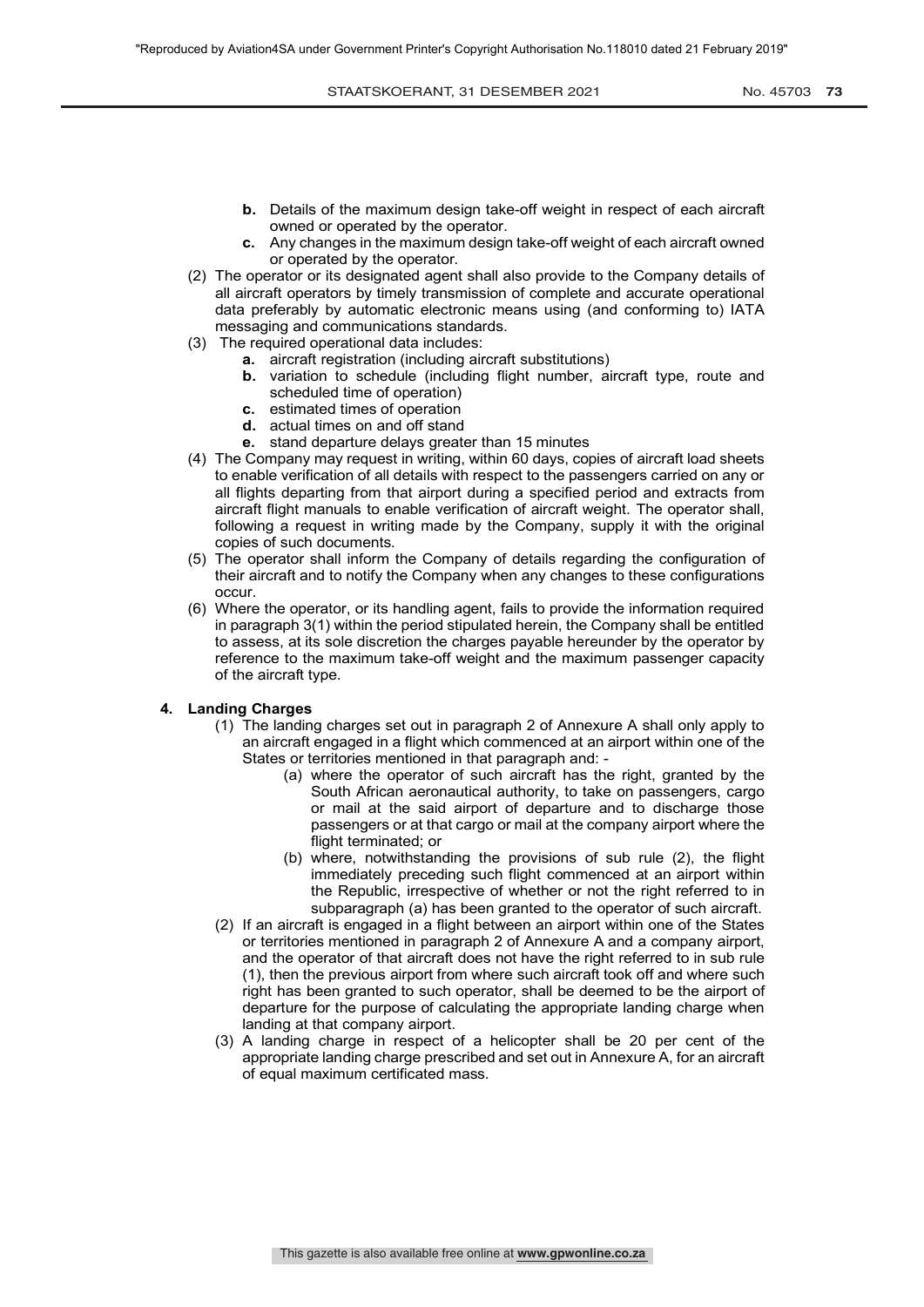- **b.** Details of the maximum design take-off weight in respect of each aircraft owned or operated by the operator.
- **c.** Any changes in the maximum design take-off weight of each aircraft owned or operated by the operator.

(2) The operator or its designated agent shall also provide to the Company details of all aircraft operators by timely transmission of complete and accurate operational data preferably by automatic electronic means using (and conforming to) IATA messaging and communications standards.

(3) The required operational data includes:

- **a.** aircraft registration (including aircraft substitutions)
- **b.** variation to schedule (including flight number, aircraft type, route and scheduled time of operation)
- **c.** estimated times of operation
- **d.** actual times on and off stand
- **e.** stand departure delays greater than 15 minutes

(4) The Company may request in writing, within 60 days, copies of aircraft load sheets to enable verification of all details with respect to the passengers carried on any or all flights departing from that airport during a specified period and extracts from aircraft flight manuals to enable verification of aircraft weight. The operator shall, following a request in writing made by the Company, supply it with the original copies of such documents.

(5) The operator shall inform the Company of details regarding the configuration of their aircraft and to notify the Company when any changes to these configurations occur.

(6) Where the operator, or its handling agent, fails to provide the information required in paragraph 3(1) within the period stipulated herein, the Company shall be entitled to assess, at its sole discretion the charges payable hereunder by the operator by reference to the maximum take-off weight and the maximum passenger capacity of the aircraft type.

**4. Landing Charges**

(1) The landing charges set out in paragraph 2 of Annexure A shall only apply to an aircraft engaged in a flight which commenced at an airport within one of the States or territories mentioned in that paragraph and: -

(a) where the operator of such aircraft has the right, granted by the South African aeronautical authority, to take on passengers, cargo or mail at the said airport of departure and to discharge those passengers or at that cargo or mail at the company airport where the flight terminated; or

(b) where, notwithstanding the provisions of sub rule (2), the flight immediately preceding such flight commenced at an airport within the Republic, irrespective of whether or not the right referred to in subparagraph (a) has been granted to the operator of such aircraft.

(2) If an aircraft is engaged in a flight between an airport within one of the States or territories mentioned in paragraph 2 of Annexure A and a company airport, and the operator of that aircraft does not have the right referred to in sub rule (1), then the previous airport from where such aircraft took off and where such right has been granted to such operator, shall be deemed to be the airport of departure for the purpose of calculating the appropriate landing charge when landing at that company airport.

(3) A landing charge in respect of a helicopter shall be 20 per cent of the appropriate landing charge prescribed and set out in Annexure A, for an aircraft of equal maximum certificated mass.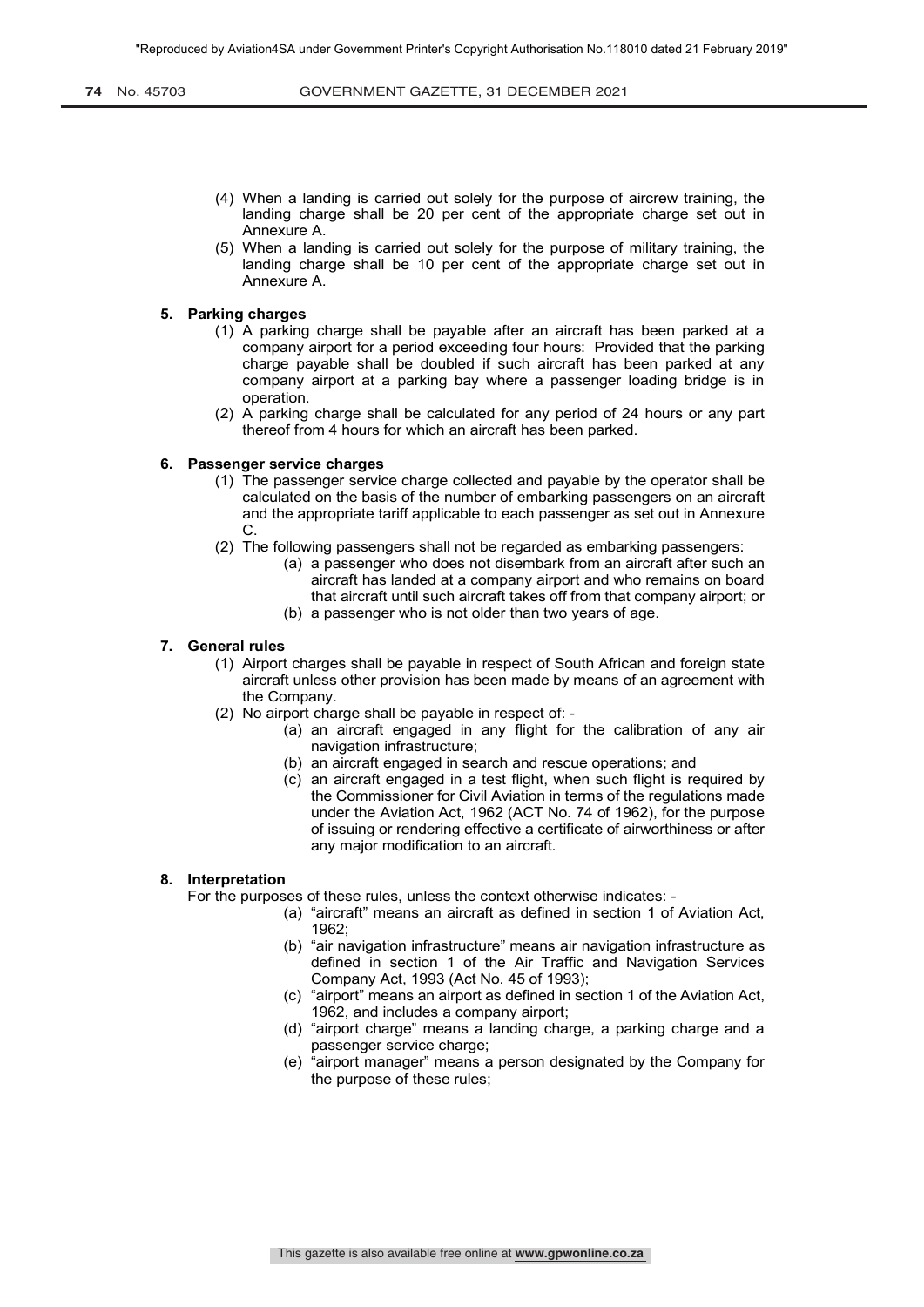(4) When a landing is carried out solely for the purpose of aircrew training, the landing charge shall be 20 per cent of the appropriate charge set out in Annexure A.

(5) When a landing is carried out solely for the purpose of military training, the landing charge shall be 10 per cent of the appropriate charge set out in Annexure A.

**5. Parking charges**

(1) A parking charge shall be payable after an aircraft has been parked at a company airport for a period exceeding four hours: Provided that the parking charge payable shall be doubled if such aircraft has been parked at any company airport at a parking bay where a passenger loading bridge is in operation.

(2) A parking charge shall be calculated for any period of 24 hours or any part thereof from 4 hours for which an aircraft has been parked.

**6. Passenger service charges**

(1) The passenger service charge collected and payable by the operator shall be calculated on the basis of the number of embarking passengers on an aircraft and the appropriate tariff applicable to each passenger as set out in Annexure C.

(2) The following passengers shall not be regarded as embarking passengers:

(a) a passenger who does not disembark from an aircraft after such an aircraft has landed at a company airport and who remains on board that aircraft until such aircraft takes off from that company airport; or

(b) a passenger who is not older than two years of age.

**7. General rules**

(1) Airport charges shall be payable in respect of South African and foreign state aircraft unless other provision has been made by means of an agreement with the Company.

(2) No airport charge shall be payable in respect of: -

(a) an aircraft engaged in any flight for the calibration of any air navigation infrastructure;

(b) an aircraft engaged in search and rescue operations; and

(c) an aircraft engaged in a test flight, when such flight is required by the Commissioner for Civil Aviation in terms of the regulations made under the Aviation Act, 1962 (ACT No. 74 of 1962), for the purpose of issuing or rendering effective a certificate of airworthiness or after any major modification to an aircraft.

**8. Interpretation**

For the purposes of these rules, unless the context otherwise indicates: -

(a) "aircraft" means an aircraft as defined in section 1 of Aviation Act, 1962;

(b) "air navigation infrastructure" means air navigation infrastructure as defined in section 1 of the Air Traffic and Navigation Services Company Act, 1993 (Act No. 45 of 1993);

(c) "airport" means an airport as defined in section 1 of the Aviation Act, 1962, and includes a company airport;

(d) "airport charge" means a landing charge, a parking charge and a passenger service charge;

(e) "airport manager" means a person designated by the Company for the purpose of these rules;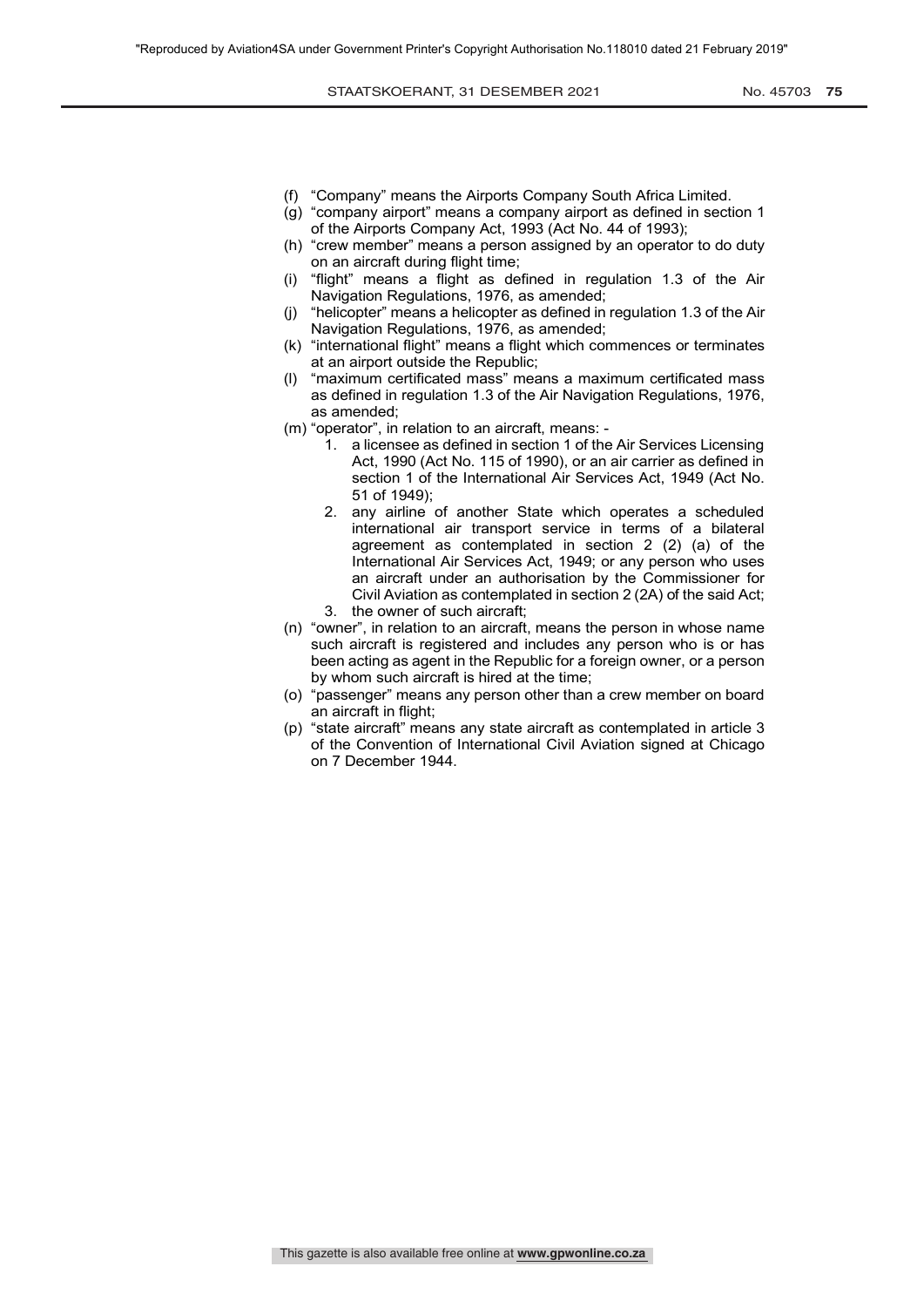(f) "Company" means the Airports Company South Africa Limited.

(g) "company airport" means a company airport as defined in section 1 of the Airports Company Act, 1993 (Act No. 44 of 1993);

(h) "crew member" means a person assigned by an operator to do duty on an aircraft during flight time;

(i) "flight" means a flight as defined in regulation 1.3 of the Air Navigation Regulations, 1976, as amended;

(j) "helicopter" means a helicopter as defined in regulation 1.3 of the Air Navigation Regulations, 1976, as amended;

(k) "international flight" means a flight which commences or terminates at an airport outside the Republic;

(l) "maximum certificated mass" means a maximum certificated mass as defined in regulation 1.3 of the Air Navigation Regulations, 1976, as amended;

(m) "operator", in relation to an aircraft, means: -

1. a licensee as defined in section 1 of the Air Services Licensing Act, 1990 (Act No. 115 of 1990), or an air carrier as defined in section 1 of the International Air Services Act, 1949 (Act No. 51 of 1949);
2. any airline of another State which operates a scheduled international air transport service in terms of a bilateral agreement as contemplated in section 2 (2) (a) of the International Air Services Act, 1949; or any person who uses an aircraft under an authorisation by the Commissioner for Civil Aviation as contemplated in section 2 (2A) of the said Act;
3. the owner of such aircraft;

(n) "owner", in relation to an aircraft, means the person in whose name such aircraft is registered and includes any person who is or has been acting as agent in the Republic for a foreign owner, or a person by whom such aircraft is hired at the time;

(o) "passenger" means any person other than a crew member on board an aircraft in flight;

(p) "state aircraft" means any state aircraft as contemplated in article 3 of the Convention of International Civil Aviation signed at Chicago on 7 December 1944.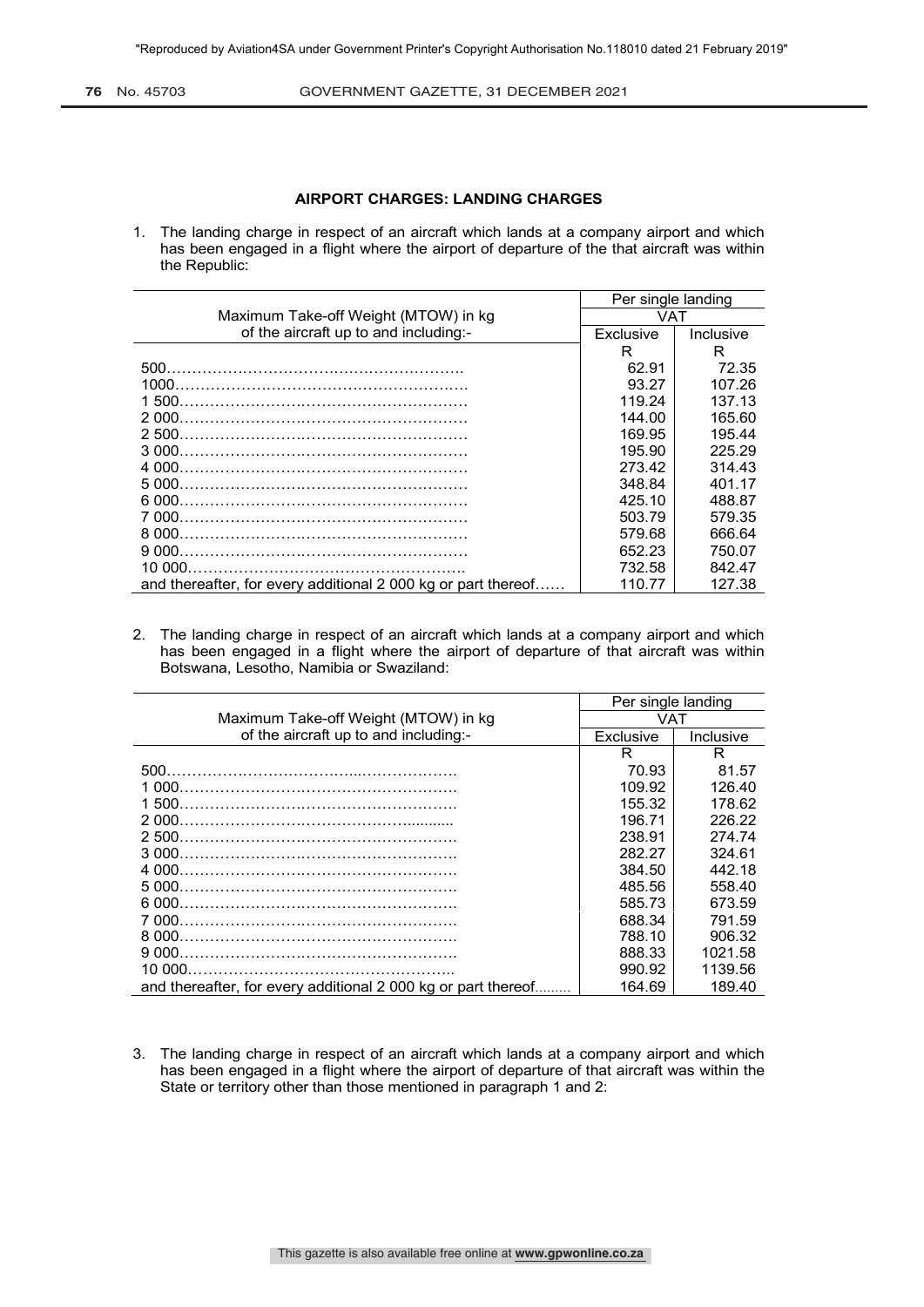## AIRPORT CHARGES: LANDING CHARGES

1. The landing charge in respect of an aircraft which lands at a company airport and which has been engaged in a flight where the airport of departure of the that aircraft was within the Republic:

| Maximum Take-off Weight (MTOW) in kg of the aircraft up to and including:- | Per single landing VAT | |
|---|---|---|
| | Exclusive | Inclusive |
| | R | R |
| 500 | 62.91 | 72.35 |
| 1000 | 93.27 | 107.26 |
| 1 500 | 119.24 | 137.13 |
| 2 000 | 144.00 | 165.60 |
| 2 500 | 169.95 | 195.44 |
| 3 000 | 195.90 | 225.29 |
| 4 000 | 273.42 | 314.43 |
| 5 000 | 348.84 | 401.17 |
| 6 000 | 425.10 | 488.87 |
| 7 000 | 503.79 | 579.35 |
| 8 000 | 579.68 | 666.64 |
| 9 000 | 652.23 | 750.07 |
| 10 000 | 732.58 | 842.47 |
| and thereafter, for every additional 2 000 kg or part thereof | 110.77 | 127.38 |

2. The landing charge in respect of an aircraft which lands at a company airport and which has been engaged in a flight where the airport of departure of that aircraft was within Botswana, Lesotho, Namibia or Swaziland:

| Maximum Take-off Weight (MTOW) in kg of the aircraft up to and including:- | Per single landing VAT | |
|---|---|---|
| | Exclusive | Inclusive |
| | R | R |
| 500 | 70.93 | 81.57 |
| 1 000 | 109.92 | 126.40 |
| 1 500 | 155.32 | 178.62 |
| 2 000 | 196.71 | 226.22 |
| 2 500 | 238.91 | 274.74 |
| 3 000 | 282.27 | 324.61 |
| 4 000 | 384.50 | 442.18 |
| 5 000 | 485.56 | 558.40 |
| 6 000 | 585.73 | 673.59 |
| 7 000 | 688.34 | 791.59 |
| 8 000 | 788.10 | 906.32 |
| 9 000 | 888.33 | 1021.58 |
| 10 000 | 990.92 | 1139.56 |
| and thereafter, for every additional 2 000 kg or part thereof | 164.69 | 189.40 |

3. The landing charge in respect of an aircraft which lands at a company airport and which has been engaged in a flight where the airport of departure of that aircraft was within the State or territory other than those mentioned in paragraph 1 and 2: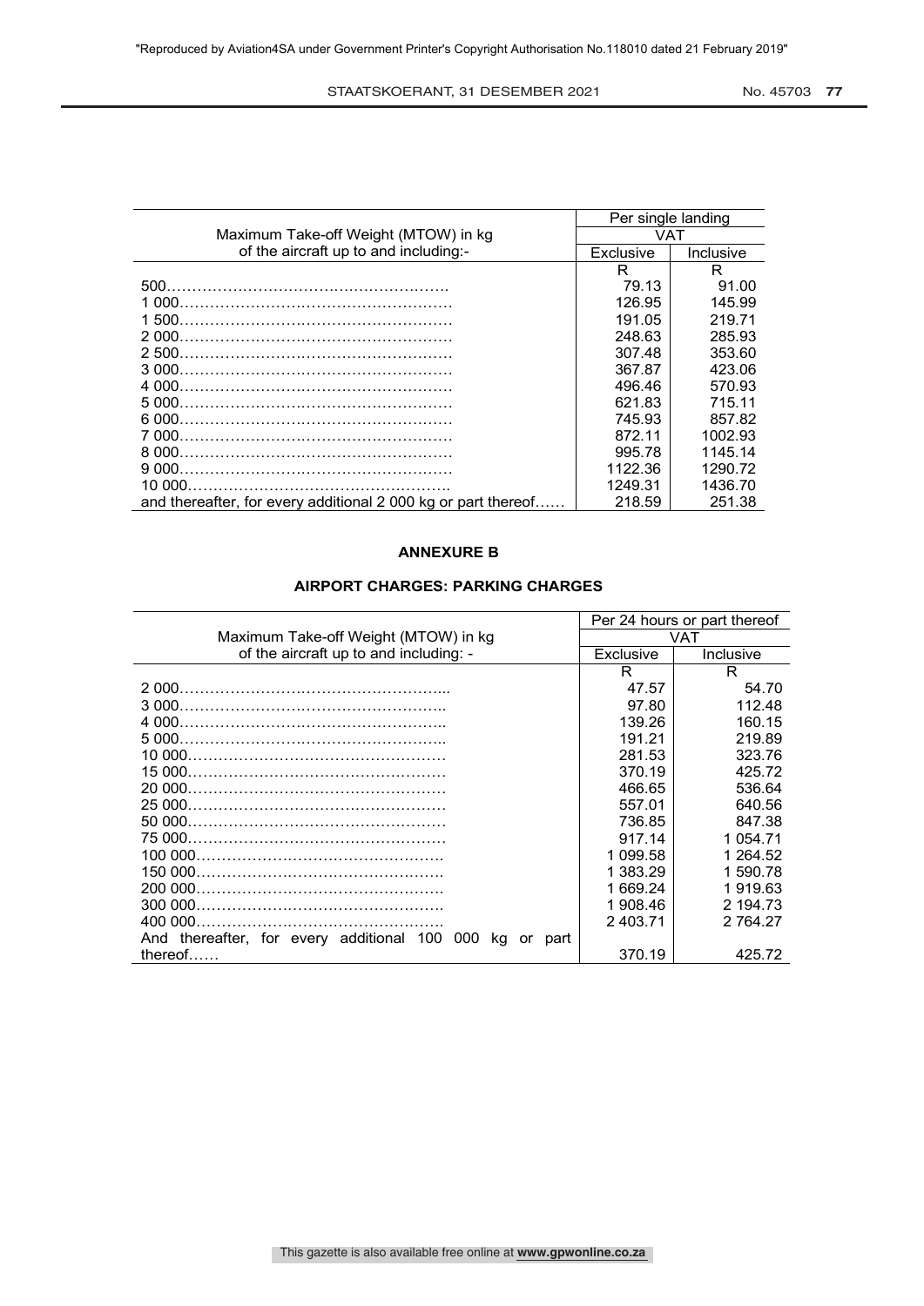| Maximum Take-off Weight (MTOW) in kg of the aircraft up to and including:- | Per single landing VAT | |
|---|---|---|
| | Exclusive | Inclusive |
| | R | R |
| 500 | 79.13 | 91.00 |
| 1 000 | 126.95 | 145.99 |
| 1 500 | 191.05 | 219.71 |
| 2 000 | 248.63 | 285.93 |
| 2 500 | 307.48 | 353.60 |
| 3 000 | 367.87 | 423.06 |
| 4 000 | 496.46 | 570.93 |
| 5 000 | 621.83 | 715.11 |
| 6 000 | 745.93 | 857.82 |
| 7 000 | 872.11 | 1002.93 |
| 8 000 | 995.78 | 1145.14 |
| 9 000 | 1122.36 | 1290.72 |
| 10 000 | 1249.31 | 1436.70 |
| and thereafter, for every additional 2 000 kg or part thereof | 218.59 | 251.38 |

**ANNEXURE B**

**AIRPORT CHARGES: PARKING CHARGES**

| Maximum Take-off Weight (MTOW) in kg of the aircraft up to and including: - | Per 24 hours or part thereof VAT | |
|---|---|---|
| | Exclusive | Inclusive |
| | R | R |
| 2 000 | 47.57 | 54.70 |
| 3 000 | 97.80 | 112.48 |
| 4 000 | 139.26 | 160.15 |
| 5 000 | 191.21 | 219.89 |
| 10 000 | 281.53 | 323.76 |
| 15 000 | 370.19 | 425.72 |
| 20 000 | 466.65 | 536.64 |
| 25 000 | 557.01 | 640.56 |
| 50 000 | 736.85 | 847.38 |
| 75 000 | 917.14 | 1 054.71 |
| 100 000 | 1 099.58 | 1 264.52 |
| 150 000 | 1 383.29 | 1 590.78 |
| 200 000 | 1 669.24 | 1 919.63 |
| 300 000 | 1 908.46 | 2 194.73 |
| 400 000 | 2 403.71 | 2 764.27 |
| And thereafter, for every additional 100 000 kg or part thereof | 370.19 | 425.72 |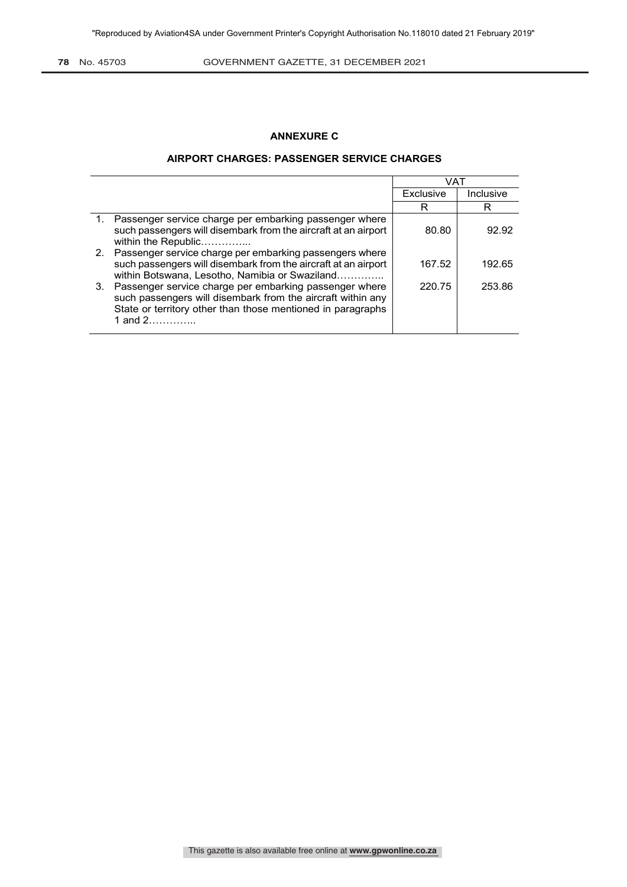## ANNEXURE C

### AIRPORT CHARGES: PASSENGER SERVICE CHARGES

| | VAT | |
|---|---|---|
| | Exclusive | Inclusive |
| | R | R |
| 1. Passenger service charge per embarking passenger where such passengers will disembark from the aircraft at an airport within the Republic………….. | 80.80 | 92.92 |
| 2. Passenger service charge per embarking passengers where such passengers will disembark from the aircraft at an airport within Botswana, Lesotho, Namibia or Swaziland………….. | 167.52 | 192.65 |
| 3. Passenger service charge per embarking passenger where such passengers will disembark from the aircraft within any State or territory other than those mentioned in paragraphs 1 and 2………….. | 220.75 | 253.86 |